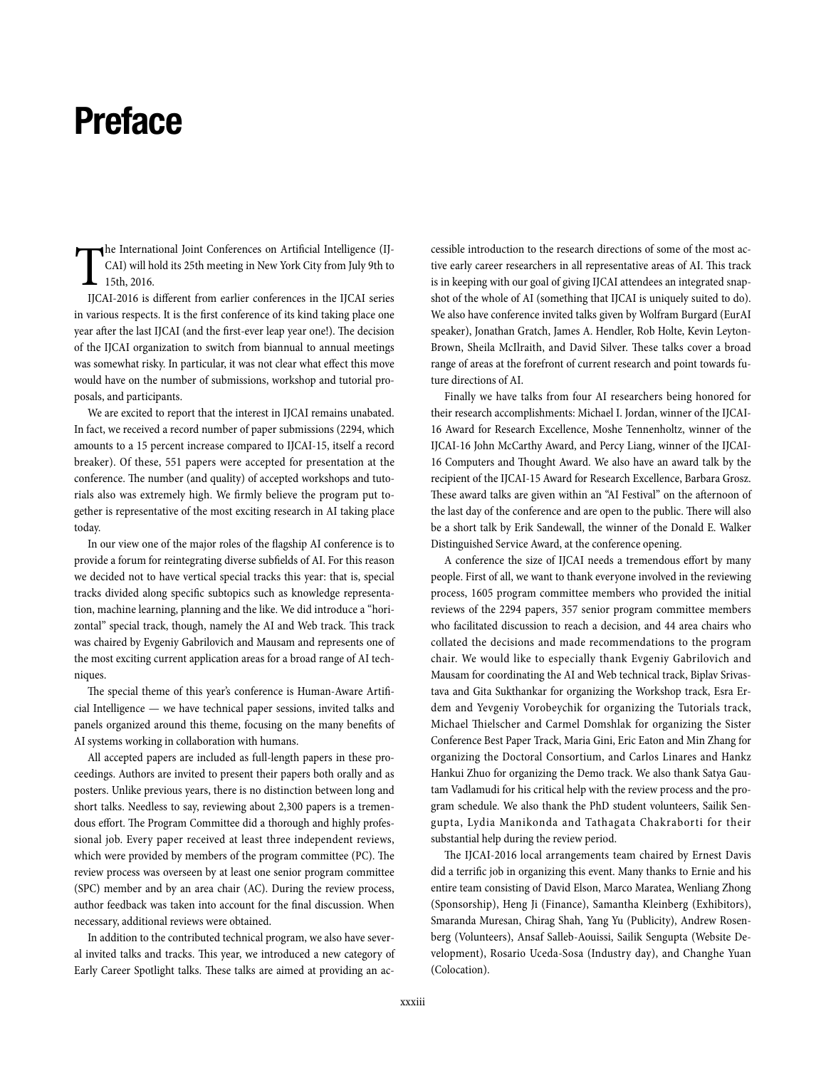# Preface

The International Joint Conferences on Artificial Intelligence (IJCAI) will hold its 25th meeting in New York City from July 9th to 15th, 2016.

IJCAI-2016 is different from earlier conferences in the IJCAI series in various respects. It is the first conference of its kind taking place one year after the last IJCAI (and the first-ever leap year one!). The decision of the IJCAI organization to switch from biannual to annual meetings was somewhat risky. In particular, it was not clear what effect this move would have on the number of submissions, workshop and tutorial proposals, and participants.

We are excited to report that the interest in IJCAI remains unabated. In fact, we received a record number of paper submissions (2294, which amounts to a 15 percent increase compared to IJCAI-15, itself a record breaker). Of these, 551 papers were accepted for presentation at the conference. The number (and quality) of accepted workshops and tutorials also was extremely high. We firmly believe the program put together is representative of the most exciting research in AI taking place today.

In our view one of the major roles of the flagship AI conference is to provide a forum for reintegrating diverse subfields of AI. For this reason we decided not to have vertical special tracks this year: that is, special tracks divided along specific subtopics such as knowledge representation, machine learning, planning and the like. We did introduce a "horizontal" special track, though, namely the AI and Web track. This track was chaired by Evgeniy Gabrilovich and Mausam and represents one of the most exciting current application areas for a broad range of AI techniques.

The special theme of this year's conference is Human-Aware Artificial Intelligence — we have technical paper sessions, invited talks and panels organized around this theme, focusing on the many benefits of AI systems working in collaboration with humans.

All accepted papers are included as full-length papers in these proceedings. Authors are invited to present their papers both orally and as posters. Unlike previous years, there is no distinction between long and short talks. Needless to say, reviewing about 2,300 papers is a tremendous effort. The Program Committee did a thorough and highly professional job. Every paper received at least three independent reviews, which were provided by members of the program committee (PC). The review process was overseen by at least one senior program committee (SPC) member and by an area chair (AC). During the review process, author feedback was taken into account for the final discussion. When necessary, additional reviews were obtained.

In addition to the contributed technical program, we also have several invited talks and tracks. This year, we introduced a new category of Early Career Spotlight talks. These talks are aimed at providing an accessible introduction to the research directions of some of the most active early career researchers in all representative areas of AI. This track is in keeping with our goal of giving IJCAI attendees an integrated snapshot of the whole of AI (something that IJCAI is uniquely suited to do). We also have conference invited talks given by Wolfram Burgard (EurAI speaker), Jonathan Gratch, James A. Hendler, Rob Holte, Kevin Leyton-Brown, Sheila McIlraith, and David Silver. These talks cover a broad range of areas at the forefront of current research and point towards future directions of AI.

Finally we have talks from four AI researchers being honored for their research accomplishments: Michael I. Jordan, winner of the IJCAI-16 Award for Research Excellence, Moshe Tennenholtz, winner of the IJCAI-16 John McCarthy Award, and Percy Liang, winner of the IJCAI-16 Computers and Thought Award. We also have an award talk by the recipient of the IJCAI-15 Award for Research Excellence, Barbara Grosz. These award talks are given within an "AI Festival" on the afternoon of the last day of the conference and are open to the public. There will also be a short talk by Erik Sandewall, the winner of the Donald E. Walker Distinguished Service Award, at the conference opening.

A conference the size of IJCAI needs a tremendous effort by many people. First of all, we want to thank everyone involved in the reviewing process, 1605 program committee members who provided the initial reviews of the 2294 papers, 357 senior program committee members who facilitated discussion to reach a decision, and 44 area chairs who collated the decisions and made recommendations to the program chair. We would like to especially thank Evgeniy Gabrilovich and Mausam for coordinating the AI and Web technical track, Biplav Srivastava and Gita Sukthankar for organizing the Workshop track, Esra Erdem and Yevgeniy Vorobeychik for organizing the Tutorials track, Michael Thielscher and Carmel Domshlak for organizing the Sister Conference Best Paper Track, Maria Gini, Eric Eaton and Min Zhang for organizing the Doctoral Consortium, and Carlos Linares and Hankz Hankui Zhuo for organizing the Demo track. We also thank Satya Gautam Vadlamudi for his critical help with the review process and the program schedule. We also thank the PhD student volunteers, Sailik Sengupta, Lydia Manikonda and Tathagata Chakraborti for their substantial help during the review period.

The IJCAI-2016 local arrangements team chaired by Ernest Davis did a terrific job in organizing this event. Many thanks to Ernie and his entire team consisting of David Elson, Marco Maratea, Wenliang Zhong (Sponsorship), Heng Ji (Finance), Samantha Kleinberg (Exhibitors), Smaranda Muresan, Chirag Shah, Yang Yu (Publicity), Andrew Rosenberg (Volunteers), Ansaf Salleb-Aouissi, Sailik Sengupta (Website Development), Rosario Uceda-Sosa (Industry day), and Changhe Yuan (Colocation).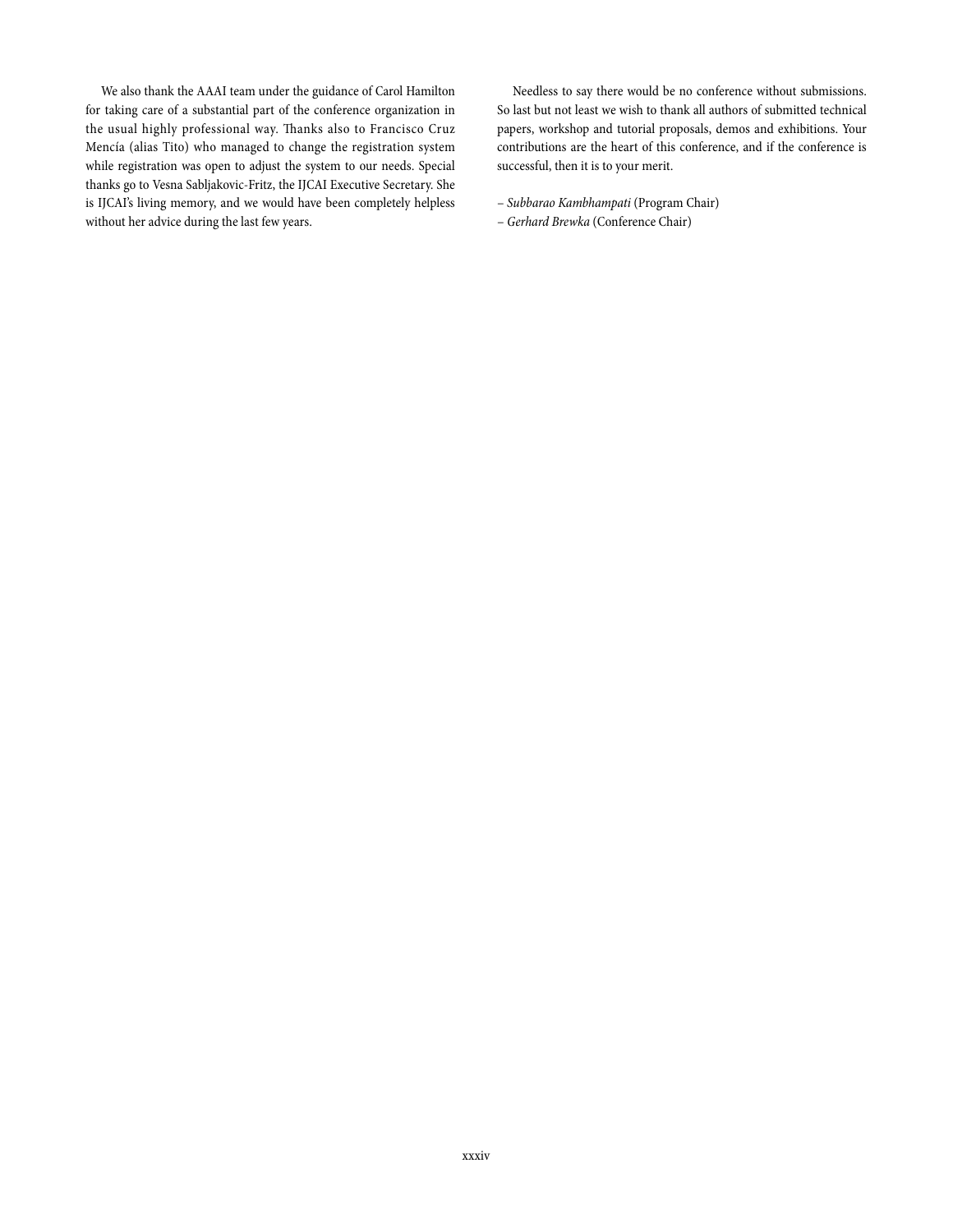We also thank the AAAI team under the guidance of Carol Hamilton for taking care of a substantial part of the conference organization in the usual highly professional way. Thanks also to Francisco Cruz Mencía (alias Tito) who managed to change the registration system while registration was open to adjust the system to our needs. Special thanks go to Vesna Sabljakovic-Fritz, the IJCAI Executive Secretary. She is IJCAI's living memory, and we would have been completely helpless without her advice during the last few years.

Needless to say there would be no conference without submissions. So last but not least we wish to thank all authors of submitted technical papers, workshop and tutorial proposals, demos and exhibitions. Your contributions are the heart of this conference, and if the conference is successful, then it is to your merit.

– *Subbarao Kambhampati* (Program Chair)
– *Gerhard Brewka* (Conference Chair)